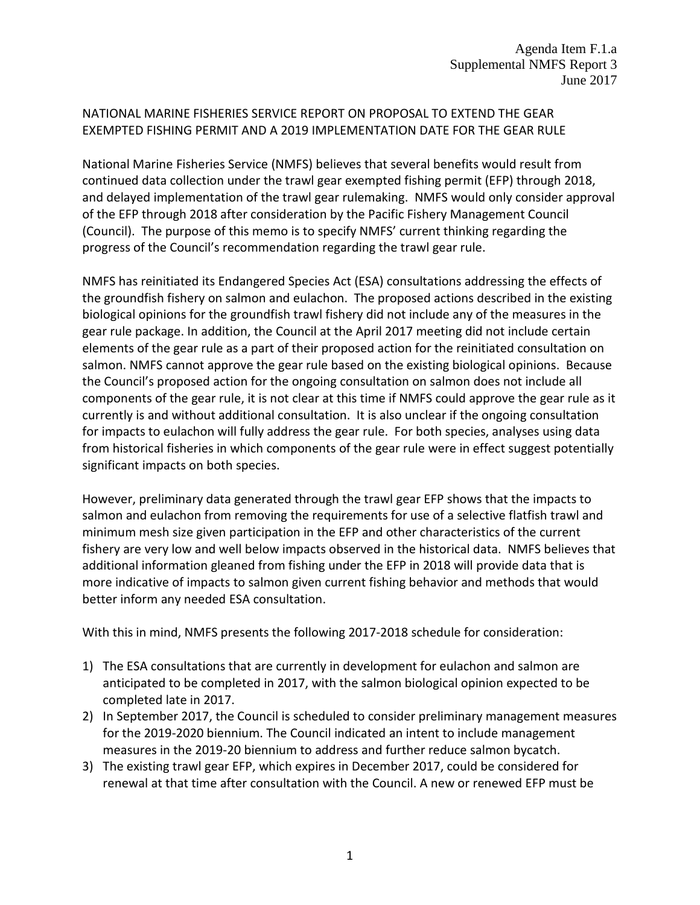Agenda Item F.1.a
Supplemental NMFS Report 3
June 2017

# NATIONAL MARINE FISHERIES SERVICE REPORT ON PROPOSAL TO EXTEND THE GEAR EXEMPTED FISHING PERMIT AND A 2019 IMPLEMENTATION DATE FOR THE GEAR RULE

National Marine Fisheries Service (NMFS) believes that several benefits would result from continued data collection under the trawl gear exempted fishing permit (EFP) through 2018, and delayed implementation of the trawl gear rulemaking. NMFS would only consider approval of the EFP through 2018 after consideration by the Pacific Fishery Management Council (Council). The purpose of this memo is to specify NMFS' current thinking regarding the progress of the Council's recommendation regarding the trawl gear rule.

NMFS has reinitiated its Endangered Species Act (ESA) consultations addressing the effects of the groundfish fishery on salmon and eulachon. The proposed actions described in the existing biological opinions for the groundfish trawl fishery did not include any of the measures in the gear rule package. In addition, the Council at the April 2017 meeting did not include certain elements of the gear rule as a part of their proposed action for the reinitiated consultation on salmon. NMFS cannot approve the gear rule based on the existing biological opinions. Because the Council's proposed action for the ongoing consultation on salmon does not include all components of the gear rule, it is not clear at this time if NMFS could approve the gear rule as it currently is and without additional consultation. It is also unclear if the ongoing consultation for impacts to eulachon will fully address the gear rule. For both species, analyses using data from historical fisheries in which components of the gear rule were in effect suggest potentially significant impacts on both species.

However, preliminary data generated through the trawl gear EFP shows that the impacts to salmon and eulachon from removing the requirements for use of a selective flatfish trawl and minimum mesh size given participation in the EFP and other characteristics of the current fishery are very low and well below impacts observed in the historical data. NMFS believes that additional information gleaned from fishing under the EFP in 2018 will provide data that is more indicative of impacts to salmon given current fishing behavior and methods that would better inform any needed ESA consultation.

With this in mind, NMFS presents the following 2017-2018 schedule for consideration:

1) The ESA consultations that are currently in development for eulachon and salmon are anticipated to be completed in 2017, with the salmon biological opinion expected to be completed late in 2017.
2) In September 2017, the Council is scheduled to consider preliminary management measures for the 2019-2020 biennium. The Council indicated an intent to include management measures in the 2019-20 biennium to address and further reduce salmon bycatch.
3) The existing trawl gear EFP, which expires in December 2017, could be considered for renewal at that time after consultation with the Council. A new or renewed EFP must be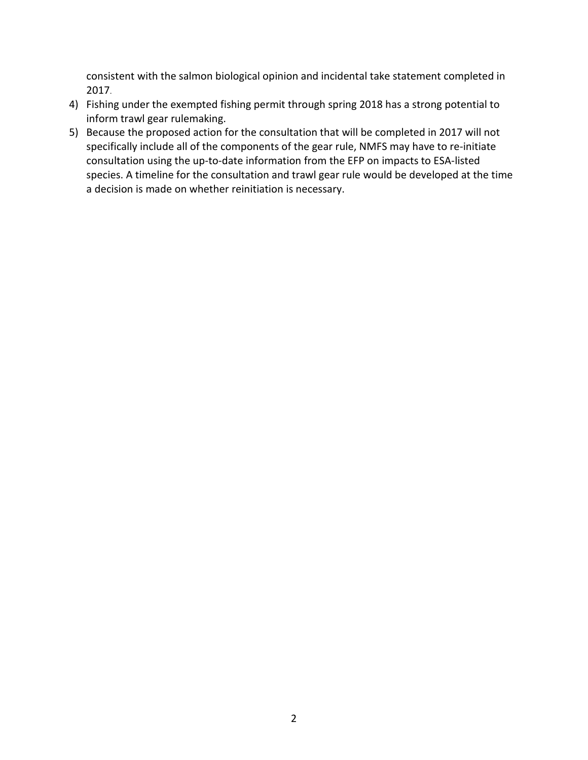consistent with the salmon biological opinion and incidental take statement completed in 2017.

4) Fishing under the exempted fishing permit through spring 2018 has a strong potential to inform trawl gear rulemaking.
5) Because the proposed action for the consultation that will be completed in 2017 will not specifically include all of the components of the gear rule, NMFS may have to re-initiate consultation using the up-to-date information from the EFP on impacts to ESA-listed species. A timeline for the consultation and trawl gear rule would be developed at the time a decision is made on whether reinitiation is necessary.